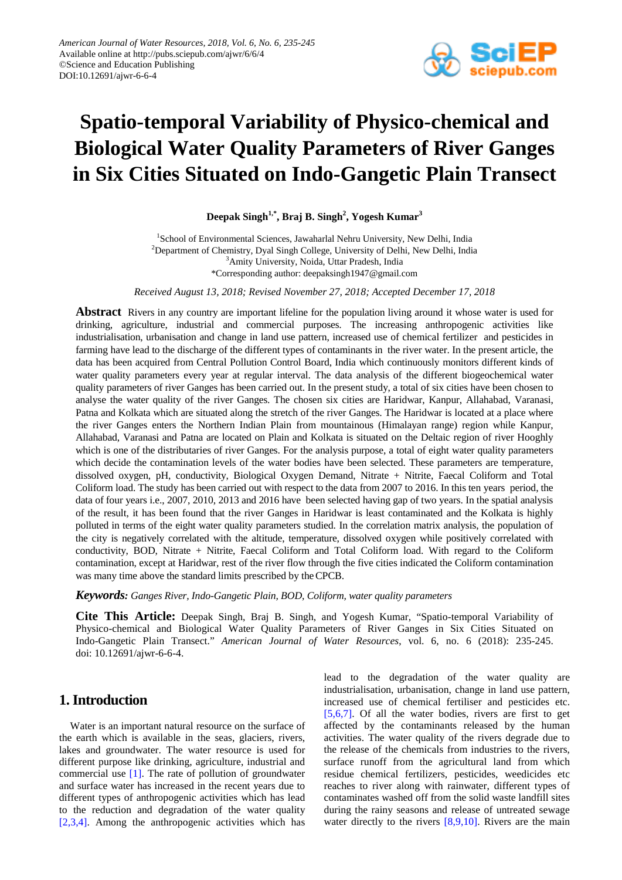American Journal of Water Resources, 2018, Vol. 6, No. 6, 235-245
Available online at http://pubs.sciepub.com/ajwr/6/6/4
©Science and Education Publishing
DOI:10.12691/ajwr-6-6-4

# Spatio-temporal Variability of Physico-chemical and Biological Water Quality Parameters of River Ganges in Six Cities Situated on Indo-Gangetic Plain Transect

**Deepak Singh[1,*], Braj B. Singh[2], Yogesh Kumar[3]**

[1]School of Environmental Sciences, Jawaharlal Nehru University, New Delhi, India
[2]Department of Chemistry, Dyal Singh College, University of Delhi, New Delhi, India
[3]Amity University, Noida, Uttar Pradesh, India
*Corresponding author: deepaksingh1947@gmail.com

*Received August 13, 2018; Revised November 27, 2018; Accepted December 17, 2018*

**Abstract** Rivers in any country are important lifeline for the population living around it whose water is used for drinking, agriculture, industrial and commercial purposes. The increasing anthropogenic activities like industrialisation, urbanisation and change in land use pattern, increased use of chemical fertilizer and pesticides in farming have lead to the discharge of the different types of contaminants in the river water. In the present article, the data has been acquired from Central Pollution Control Board, India which continuously monitors different kinds of water quality parameters every year at regular interval. The data analysis of the different biogeochemical water quality parameters of river Ganges has been carried out. In the present study, a total of six cities have been chosen to analyse the water quality of the river Ganges. The chosen six cities are Haridwar, Kanpur, Allahabad, Varanasi, Patna and Kolkata which are situated along the stretch of the river Ganges. The Haridwar is located at a place where the river Ganges enters the Northern Indian Plain from mountainous (Himalayan range) region while Kanpur, Allahabad, Varanasi and Patna are located on Plain and Kolkata is situated on the Deltaic region of river Hooghly which is one of the distributaries of river Ganges. For the analysis purpose, a total of eight water quality parameters which decide the contamination levels of the water bodies have been selected. These parameters are temperature, dissolved oxygen, pH, conductivity, Biological Oxygen Demand, Nitrate + Nitrite, Faecal Coliform and Total Coliform load. The study has been carried out with respect to the data from 2007 to 2016. In this ten years period, the data of four years i.e., 2007, 2010, 2013 and 2016 have been selected having gap of two years. In the spatial analysis of the result, it has been found that the river Ganges in Haridwar is least contaminated and the Kolkata is highly polluted in terms of the eight water quality parameters studied. In the correlation matrix analysis, the population of the city is negatively correlated with the altitude, temperature, dissolved oxygen while positively correlated with conductivity, BOD, Nitrate + Nitrite, Faecal Coliform and Total Coliform load. With regard to the Coliform contamination, except at Haridwar, rest of the river flow through the five cities indicated the Coliform contamination was many time above the standard limits prescribed by the CPCB.

***Keywords:*** *Ganges River, Indo-Gangetic Plain, BOD, Coliform, water quality parameters*

**Cite This Article:** Deepak Singh, Braj B. Singh, and Yogesh Kumar, "Spatio-temporal Variability of Physico-chemical and Biological Water Quality Parameters of River Ganges in Six Cities Situated on Indo-Gangetic Plain Transect." *American Journal of Water Resources*, vol. 6, no. 6 (2018): 235-245. doi: 10.12691/ajwr-6-6-4.

## 1. Introduction

Water is an important natural resource on the surface of the earth which is available in the seas, glaciers, rivers, lakes and groundwater. The water resource is used for different purpose like drinking, agriculture, industrial and commercial use [1]. The rate of pollution of groundwater and surface water has increased in the recent years due to different types of anthropogenic activities which has lead to the reduction and degradation of the water quality [2,3,4]. Among the anthropogenic activities which has lead to the degradation of the water quality are industrialisation, urbanisation, change in land use pattern, increased use of chemical fertiliser and pesticides etc. [5,6,7]. Of all the water bodies, rivers are first to get affected by the contaminants released by the human activities. The water quality of the rivers degrade due to the release of the chemicals from industries to the rivers, surface runoff from the agricultural land from which residue chemical fertilizers, pesticides, weedicides etc reaches to river along with rainwater, different types of contaminates washed off from the solid waste landfill sites during the rainy seasons and release of untreated sewage water directly to the rivers [8,9,10]. Rivers are the main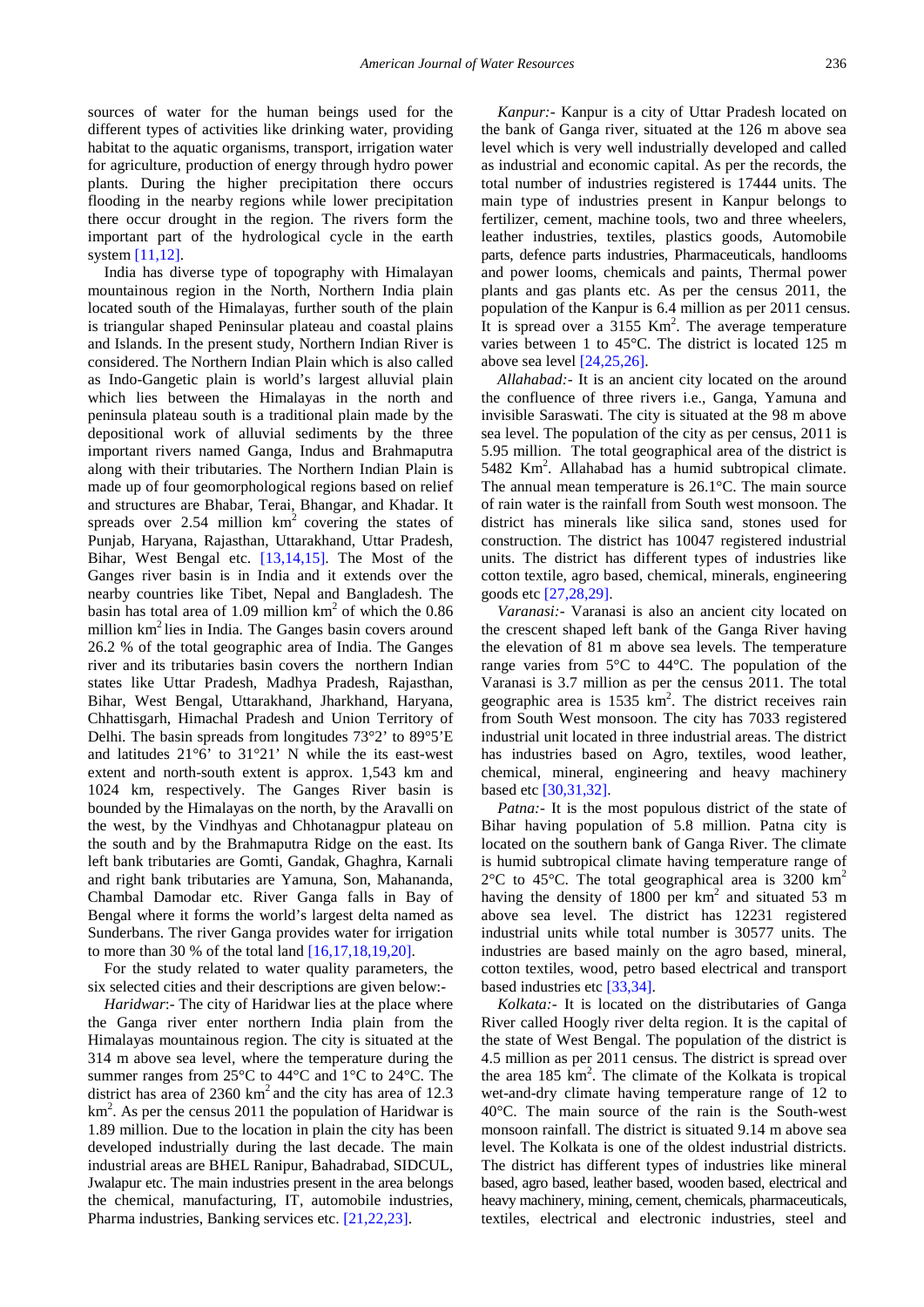sources of water for the human beings used for the different types of activities like drinking water, providing habitat to the aquatic organisms, transport, irrigation water for agriculture, production of energy through hydro power plants. During the higher precipitation there occurs flooding in the nearby regions while lower precipitation there occur drought in the region. The rivers form the important part of the hydrological cycle in the earth system [11,12].

India has diverse type of topography with Himalayan mountainous region in the North, Northern India plain located south of the Himalayas, further south of the plain is triangular shaped Peninsular plateau and coastal plains and Islands. In the present study, Northern Indian River is considered. The Northern Indian Plain which is also called as Indo-Gangetic plain is world's largest alluvial plain which lies between the Himalayas in the north and peninsula plateau south is a traditional plain made by the depositional work of alluvial sediments by the three important rivers named Ganga, Indus and Brahmaputra along with their tributaries. The Northern Indian Plain is made up of four geomorphological regions based on relief and structures are Bhabar, Terai, Bhangar, and Khadar. It spreads over 2.54 million km$^2$ covering the states of Punjab, Haryana, Rajasthan, Uttarakhand, Uttar Pradesh, Bihar, West Bengal etc. [13,14,15]. The Most of the Ganges river basin is in India and it extends over the nearby countries like Tibet, Nepal and Bangladesh. The basin has total area of 1.09 million km$^2$ of which the 0.86 million km$^2$ lies in India. The Ganges basin covers around 26.2 % of the total geographic area of India. The Ganges river and its tributaries basin covers the northern Indian states like Uttar Pradesh, Madhya Pradesh, Rajasthan, Bihar, West Bengal, Uttarakhand, Jharkhand, Haryana, Chhattisgarh, Himachal Pradesh and Union Territory of Delhi. The basin spreads from longitudes 73°2' to 89°5'E and latitudes 21°6' to 31°21' N while the its east-west extent and north-south extent is approx. 1,543 km and 1024 km, respectively. The Ganges River basin is bounded by the Himalayas on the north, by the Aravalli on the west, by the Vindhyas and Chhotanagpur plateau on the south and by the Brahmaputra Ridge on the east. Its left bank tributaries are Gomti, Gandak, Ghaghra, Karnali and right bank tributaries are Yamuna, Son, Mahananda, Chambal Damodar etc. River Ganga falls in Bay of Bengal where it forms the world's largest delta named as Sunderbans. The river Ganga provides water for irrigation to more than 30 % of the total land [16,17,18,19,20].

For the study related to water quality parameters, the six selected cities and their descriptions are given below:-

*Haridwar*:- The city of Haridwar lies at the place where the Ganga river enter northern India plain from the Himalayas mountainous region. The city is situated at the 314 m above sea level, where the temperature during the summer ranges from 25°C to 44°C and 1°C to 24°C. The district has area of 2360 km$^2$ and the city has area of 12.3 km$^2$. As per the census 2011 the population of Haridwar is 1.89 million. Due to the location in plain the city has been developed industrially during the last decade. The main industrial areas are BHEL Ranipur, Bahadrabad, SIDCUL, Jwalapur etc. The main industries present in the area belongs the chemical, manufacturing, IT, automobile industries, Pharma industries, Banking services etc. [21,22,23].

*Kanpur:-* Kanpur is a city of Uttar Pradesh located on the bank of Ganga river, situated at the 126 m above sea level which is very well industrially developed and called as industrial and economic capital. As per the records, the total number of industries registered is 17444 units. The main type of industries present in Kanpur belongs to fertilizer, cement, machine tools, two and three wheelers, leather industries, textiles, plastics goods, Automobile parts, defence parts industries, Pharmaceuticals, handlooms and power looms, chemicals and paints, Thermal power plants and gas plants etc. As per the census 2011, the population of the Kanpur is 6.4 million as per 2011 census. It is spread over a 3155 Km$^2$. The average temperature varies between 1 to 45°C. The district is located 125 m above sea level [24,25,26].

*Allahabad:-* It is an ancient city located on the around the confluence of three rivers i.e., Ganga, Yamuna and invisible Saraswati. The city is situated at the 98 m above sea level. The population of the city as per census, 2011 is 5.95 million. The total geographical area of the district is 5482 Km$^2$. Allahabad has a humid subtropical climate. The annual mean temperature is 26.1°C. The main source of rain water is the rainfall from South west monsoon. The district has minerals like silica sand, stones used for construction. The district has 10047 registered industrial units. The district has different types of industries like cotton textile, agro based, chemical, minerals, engineering goods etc [27,28,29].

*Varanasi:-* Varanasi is also an ancient city located on the crescent shaped left bank of the Ganga River having the elevation of 81 m above sea levels. The temperature range varies from 5°C to 44°C. The population of the Varanasi is 3.7 million as per the census 2011. The total geographic area is 1535 km$^2$. The district receives rain from South West monsoon. The city has 7033 registered industrial unit located in three industrial areas. The district has industries based on Agro, textiles, wood leather, chemical, mineral, engineering and heavy machinery based etc [30,31,32].

*Patna:-* It is the most populous district of the state of Bihar having population of 5.8 million. Patna city is located on the southern bank of Ganga River. The climate is humid subtropical climate having temperature range of 2°C to 45°C. The total geographical area is 3200 km$^2$ having the density of 1800 per km$^2$ and situated 53 m above sea level. The district has 12231 registered industrial units while total number is 30577 units. The industries are based mainly on the agro based, mineral, cotton textiles, wood, petro based electrical and transport based industries etc [33,34].

*Kolkata:-* It is located on the distributaries of Ganga River called Hoogly river delta region. It is the capital of the state of West Bengal. The population of the district is 4.5 million as per 2011 census. The district is spread over the area 185 km$^2$. The climate of the Kolkata is tropical wet-and-dry climate having temperature range of 12 to 40°C. The main source of the rain is the South-west monsoon rainfall. The district is situated 9.14 m above sea level. The Kolkata is one of the oldest industrial districts. The district has different types of industries like mineral based, agro based, leather based, wooden based, electrical and heavy machinery, mining, cement, chemicals, pharmaceuticals, textiles, electrical and electronic industries, steel and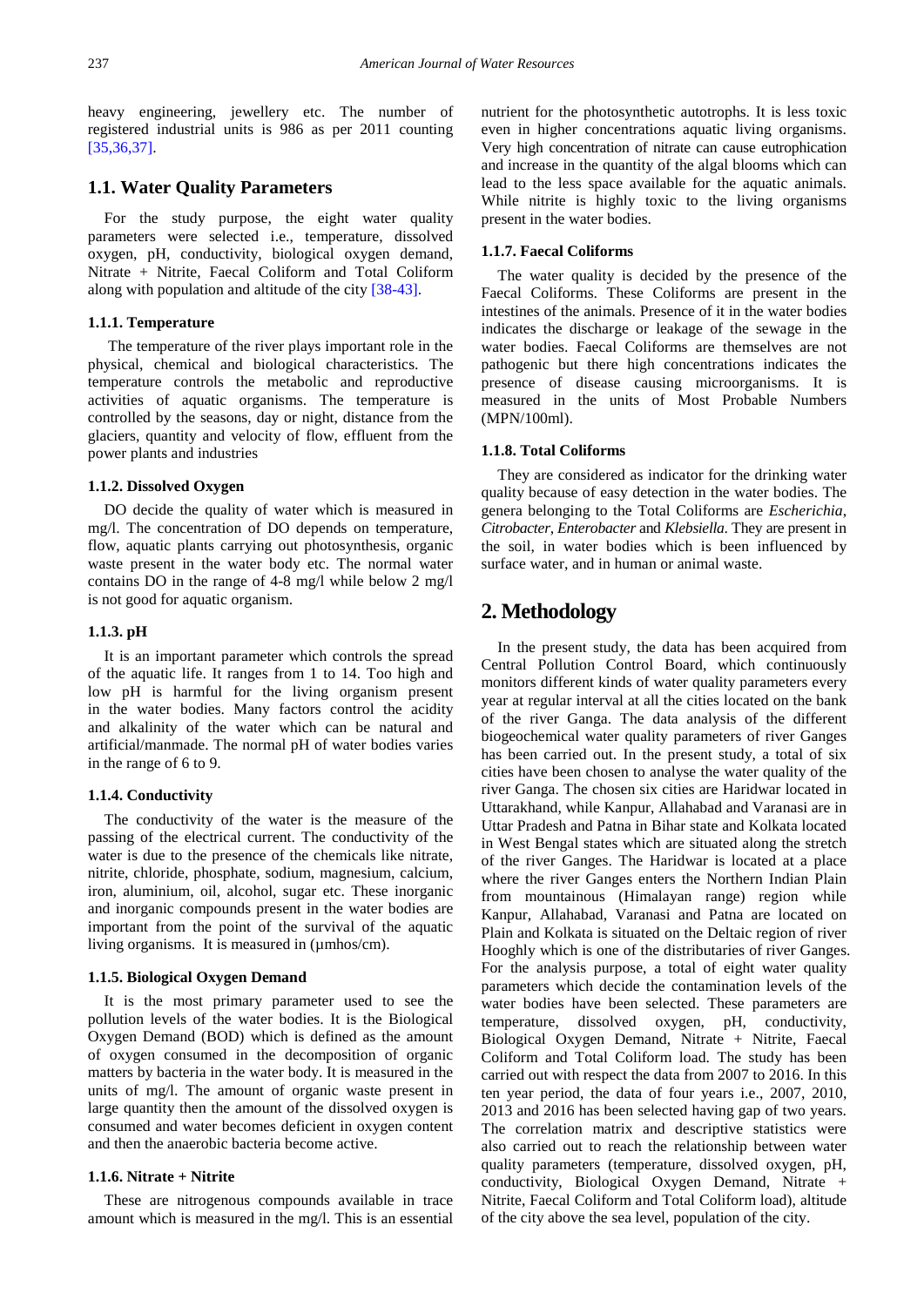heavy engineering, jewellery etc. The number of registered industrial units is 986 as per 2011 counting [35,36,37].

## 1.1. Water Quality Parameters

For the study purpose, the eight water quality parameters were selected i.e., temperature, dissolved oxygen, pH, conductivity, biological oxygen demand, Nitrate + Nitrite, Faecal Coliform and Total Coliform along with population and altitude of the city [38-43].

### 1.1.1. Temperature

The temperature of the river plays important role in the physical, chemical and biological characteristics. The temperature controls the metabolic and reproductive activities of aquatic organisms. The temperature is controlled by the seasons, day or night, distance from the glaciers, quantity and velocity of flow, effluent from the power plants and industries

### 1.1.2. Dissolved Oxygen

DO decide the quality of water which is measured in mg/l. The concentration of DO depends on temperature, flow, aquatic plants carrying out photosynthesis, organic waste present in the water body etc. The normal water contains DO in the range of 4-8 mg/l while below 2 mg/l is not good for aquatic organism.

### 1.1.3. pH

It is an important parameter which controls the spread of the aquatic life. It ranges from 1 to 14. Too high and low pH is harmful for the living organism present in the water bodies. Many factors control the acidity and alkalinity of the water which can be natural and artificial/manmade. The normal pH of water bodies varies in the range of 6 to 9.

### 1.1.4. Conductivity

The conductivity of the water is the measure of the passing of the electrical current. The conductivity of the water is due to the presence of the chemicals like nitrate, nitrite, chloride, phosphate, sodium, magnesium, calcium, iron, aluminium, oil, alcohol, sugar etc. These inorganic and inorganic compounds present in the water bodies are important from the point of the survival of the aquatic living organisms. It is measured in (µmhos/cm).

### 1.1.5. Biological Oxygen Demand

It is the most primary parameter used to see the pollution levels of the water bodies. It is the Biological Oxygen Demand (BOD) which is defined as the amount of oxygen consumed in the decomposition of organic matters by bacteria in the water body. It is measured in the units of mg/l. The amount of organic waste present in large quantity then the amount of the dissolved oxygen is consumed and water becomes deficient in oxygen content and then the anaerobic bacteria become active.

### 1.1.6. Nitrate + Nitrite

These are nitrogenous compounds available in trace amount which is measured in the mg/l. This is an essential nutrient for the photosynthetic autotrophs. It is less toxic even in higher concentrations aquatic living organisms. Very high concentration of nitrate can cause eutrophication and increase in the quantity of the algal blooms which can lead to the less space available for the aquatic animals. While nitrite is highly toxic to the living organisms present in the water bodies.

### 1.1.7. Faecal Coliforms

The water quality is decided by the presence of the Faecal Coliforms. These Coliforms are present in the intestines of the animals. Presence of it in the water bodies indicates the discharge or leakage of the sewage in the water bodies. Faecal Coliforms are themselves are not pathogenic but there high concentrations indicates the presence of disease causing microorganisms. It is measured in the units of Most Probable Numbers (MPN/100ml).

### 1.1.8. Total Coliforms

They are considered as indicator for the drinking water quality because of easy detection in the water bodies. The genera belonging to the Total Coliforms are *Escherichia*, *Citrobacter*, *Enterobacter* and *Klebsiella*. They are present in the soil, in water bodies which is been influenced by surface water, and in human or animal waste.

# 2. Methodology

In the present study, the data has been acquired from Central Pollution Control Board, which continuously monitors different kinds of water quality parameters every year at regular interval at all the cities located on the bank of the river Ganga. The data analysis of the different biogeochemical water quality parameters of river Ganges has been carried out. In the present study, a total of six cities have been chosen to analyse the water quality of the river Ganga. The chosen six cities are Haridwar located in Uttarakhand, while Kanpur, Allahabad and Varanasi are in Uttar Pradesh and Patna in Bihar state and Kolkata located in West Bengal states which are situated along the stretch of the river Ganges. The Haridwar is located at a place where the river Ganges enters the Northern Indian Plain from mountainous (Himalayan range) region while Kanpur, Allahabad, Varanasi and Patna are located on Plain and Kolkata is situated on the Deltaic region of river Hooghly which is one of the distributaries of river Ganges. For the analysis purpose, a total of eight water quality parameters which decide the contamination levels of the water bodies have been selected. These parameters are temperature, dissolved oxygen, pH, conductivity, Biological Oxygen Demand, Nitrate + Nitrite, Faecal Coliform and Total Coliform load. The study has been carried out with respect the data from 2007 to 2016. In this ten year period, the data of four years i.e., 2007, 2010, 2013 and 2016 has been selected having gap of two years. The correlation matrix and descriptive statistics were also carried out to reach the relationship between water quality parameters (temperature, dissolved oxygen, pH, conductivity, Biological Oxygen Demand, Nitrate + Nitrite, Faecal Coliform and Total Coliform load), altitude of the city above the sea level, population of the city.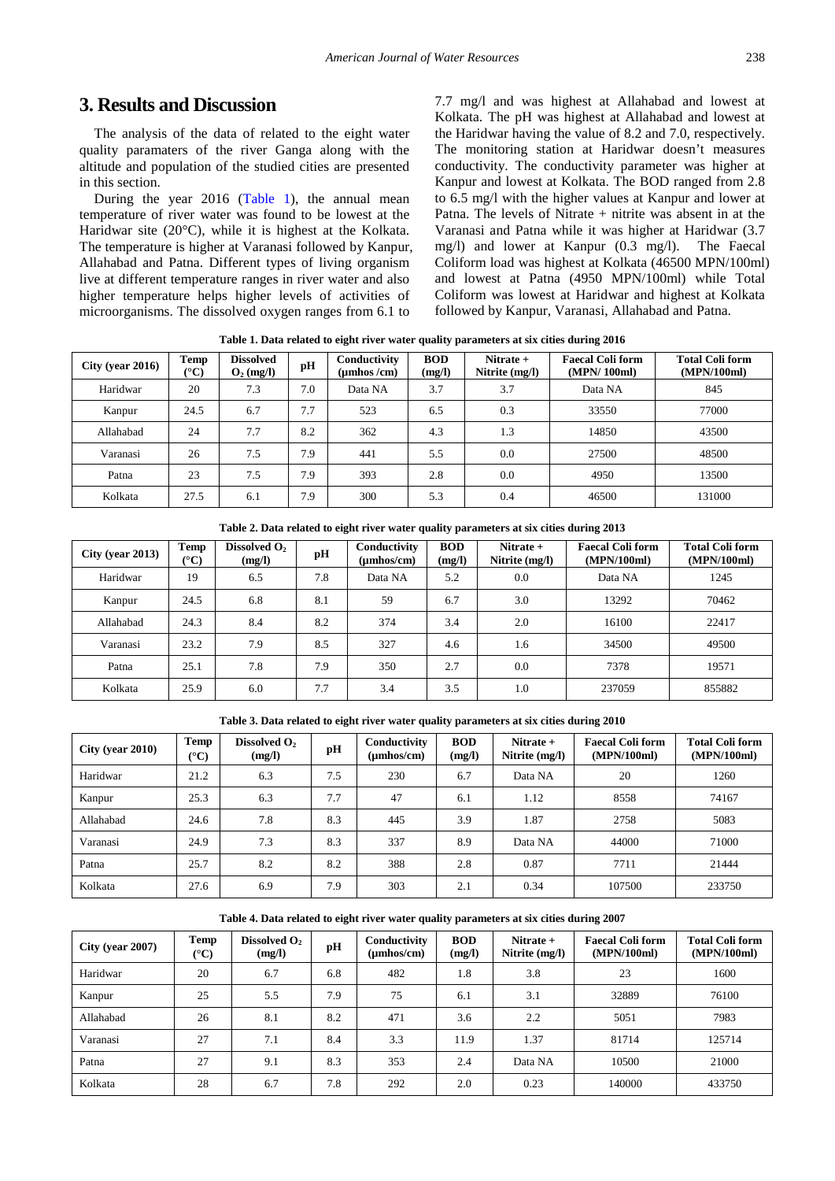## 3. Results and Discussion

The analysis of the data of related to the eight water quality paramaters of the river Ganga along with the altitude and population of the studied cities are presented in this section.

During the year 2016 (Table 1), the annual mean temperature of river water was found to be lowest at the Haridwar site (20°C), while it is highest at the Kolkata. The temperature is higher at Varanasi followed by Kanpur, Allahabad and Patna. Different types of living organism live at different temperature ranges in river water and also higher temperature helps higher levels of activities of microorganisms. The dissolved oxygen ranges from 6.1 to 7.7 mg/l and was highest at Allahabad and lowest at Kolkata. The pH was highest at Allahabad and lowest at the Haridwar having the value of 8.2 and 7.0, respectively. The monitoring station at Haridwar doesn't measures conductivity. The conductivity parameter was higher at Kanpur and lowest at Kolkata. The BOD ranged from 2.8 to 6.5 mg/l with the higher values at Kanpur and lower at Patna. The levels of Nitrate + nitrite was absent in at the Varanasi and Patna while it was higher at Haridwar (3.7 mg/l) and lower at Kanpur (0.3 mg/l). The Faecal Coliform load was highest at Kolkata (46500 MPN/100ml) and lowest at Patna (4950 MPN/100ml) while Total Coliform was lowest at Haridwar and highest at Kolkata followed by Kanpur, Varanasi, Allahabad and Patna.

**Table 1. Data related to eight river water quality parameters at six cities during 2016**

| City (year 2016) | Temp (°C) | Dissolved $O_2$ (mg/l) | pH | Conductivity (µmhos /cm) | BOD (mg/l) | Nitrate + Nitrite (mg/l) | Faecal Coli form (MPN/ 100ml) | Total Coli form (MPN/100ml) |
|---|---|---|---|---|---|---|---|---|
| Haridwar | 20 | 7.3 | 7.0 | Data NA | 3.7 | 3.7 | Data NA | 845 |
| Kanpur | 24.5 | 6.7 | 7.7 | 523 | 6.5 | 0.3 | 33550 | 77000 |
| Allahabad | 24 | 7.7 | 8.2 | 362 | 4.3 | 1.3 | 14850 | 43500 |
| Varanasi | 26 | 7.5 | 7.9 | 441 | 5.5 | 0.0 | 27500 | 48500 |
| Patna | 23 | 7.5 | 7.9 | 393 | 2.8 | 0.0 | 4950 | 13500 |
| Kolkata | 27.5 | 6.1 | 7.9 | 300 | 5.3 | 0.4 | 46500 | 131000 |

**Table 2. Data related to eight river water quality parameters at six cities during 2013**

| City (year 2013) | Temp (°C) | Dissolved $O_2$ (mg/l) | pH | Conductivity (µmhos/cm) | BOD (mg/l) | Nitrate + Nitrite (mg/l) | Faecal Coli form (MPN/100ml) | Total Coli form (MPN/100ml) |
|---|---|---|---|---|---|---|---|---|
| Haridwar | 19 | 6.5 | 7.8 | Data NA | 5.2 | 0.0 | Data NA | 1245 |
| Kanpur | 24.5 | 6.8 | 8.1 | 59 | 6.7 | 3.0 | 13292 | 70462 |
| Allahabad | 24.3 | 8.4 | 8.2 | 374 | 3.4 | 2.0 | 16100 | 22417 |
| Varanasi | 23.2 | 7.9 | 8.5 | 327 | 4.6 | 1.6 | 34500 | 49500 |
| Patna | 25.1 | 7.8 | 7.9 | 350 | 2.7 | 0.0 | 7378 | 19571 |
| Kolkata | 25.9 | 6.0 | 7.7 | 3.4 | 3.5 | 1.0 | 237059 | 855882 |

**Table 3. Data related to eight river water quality parameters at six cities during 2010**

| City (year 2010) | Temp (°C) | Dissolved $O_2$ (mg/l) | pH | Conductivity (µmhos/cm) | BOD (mg/l) | Nitrate + Nitrite (mg/l) | Faecal Coli form (MPN/100ml) | Total Coli form (MPN/100ml) |
|---|---|---|---|---|---|---|---|---|
| Haridwar | 21.2 | 6.3 | 7.5 | 230 | 6.7 | Data NA | 20 | 1260 |
| Kanpur | 25.3 | 6.3 | 7.7 | 47 | 6.1 | 1.12 | 8558 | 74167 |
| Allahabad | 24.6 | 7.8 | 8.3 | 445 | 3.9 | 1.87 | 2758 | 5083 |
| Varanasi | 24.9 | 7.3 | 8.3 | 337 | 8.9 | Data NA | 44000 | 71000 |
| Patna | 25.7 | 8.2 | 8.2 | 388 | 2.8 | 0.87 | 7711 | 21444 |
| Kolkata | 27.6 | 6.9 | 7.9 | 303 | 2.1 | 0.34 | 107500 | 233750 |

**Table 4. Data related to eight river water quality parameters at six cities during 2007**

| City (year 2007) | Temp (°C) | Dissolved $O_2$ (mg/l) | pH | Conductivity (µmhos/cm) | BOD (mg/l) | Nitrate + Nitrite (mg/l) | Faecal Coli form (MPN/100ml) | Total Coli form (MPN/100ml) |
|---|---|---|---|---|---|---|---|---|
| Haridwar | 20 | 6.7 | 6.8 | 482 | 1.8 | 3.8 | 23 | 1600 |
| Kanpur | 25 | 5.5 | 7.9 | 75 | 6.1 | 3.1 | 32889 | 76100 |
| Allahabad | 26 | 8.1 | 8.2 | 471 | 3.6 | 2.2 | 5051 | 7983 |
| Varanasi | 27 | 7.1 | 8.4 | 3.3 | 11.9 | 1.37 | 81714 | 125714 |
| Patna | 27 | 9.1 | 8.3 | 353 | 2.4 | Data NA | 10500 | 21000 |
| Kolkata | 28 | 6.7 | 7.8 | 292 | 2.0 | 0.23 | 140000 | 433750 |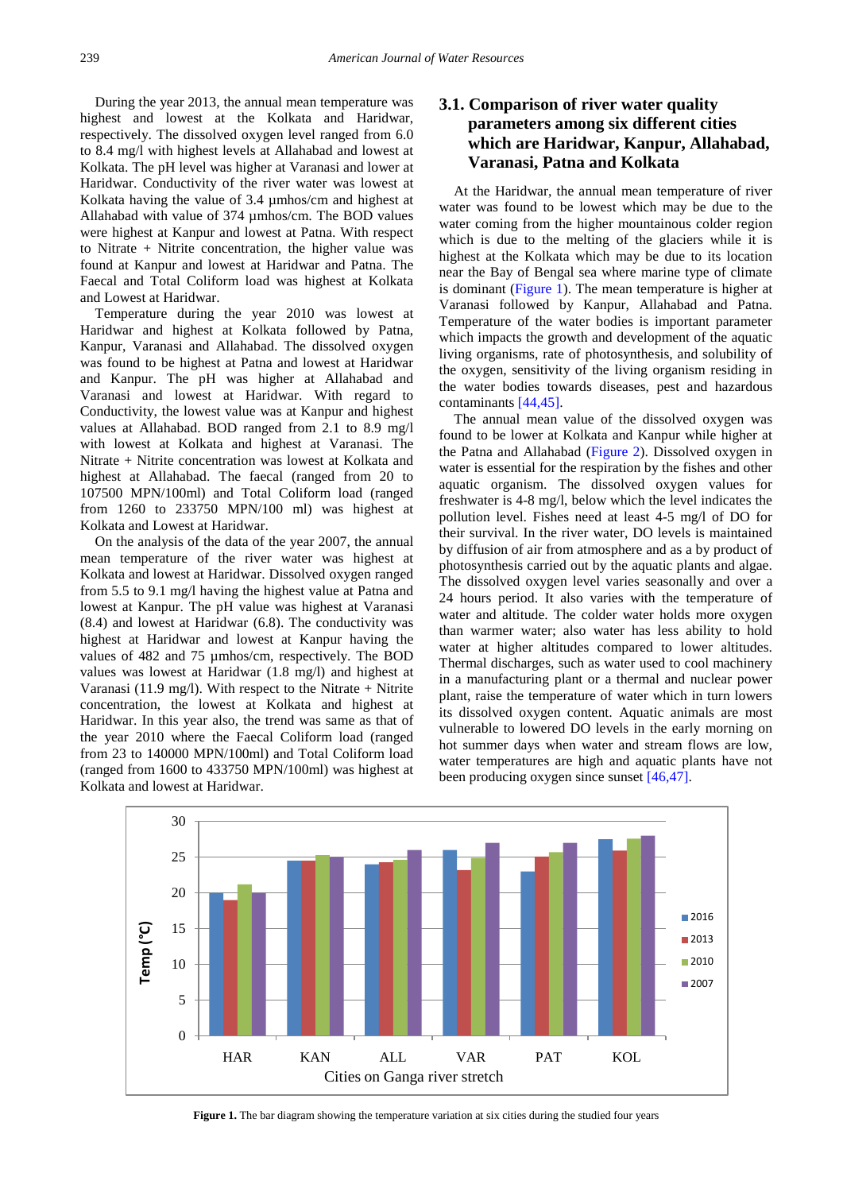During the year 2013, the annual mean temperature was highest and lowest at the Kolkata and Haridwar, respectively. The dissolved oxygen level ranged from 6.0 to 8.4 mg/l with highest levels at Allahabad and lowest at Kolkata. The pH level was higher at Varanasi and lower at Haridwar. Conductivity of the river water was lowest at Kolkata having the value of 3.4 µmhos/cm and highest at Allahabad with value of 374 µmhos/cm. The BOD values were highest at Kanpur and lowest at Patna. With respect to Nitrate + Nitrite concentration, the higher value was found at Kanpur and lowest at Haridwar and Patna. The Faecal and Total Coliform load was highest at Kolkata and Lowest at Haridwar.

Temperature during the year 2010 was lowest at Haridwar and highest at Kolkata followed by Patna, Kanpur, Varanasi and Allahabad. The dissolved oxygen was found to be highest at Patna and lowest at Haridwar and Kanpur. The pH was higher at Allahabad and Varanasi and lowest at Haridwar. With regard to Conductivity, the lowest value was at Kanpur and highest values at Allahabad. BOD ranged from 2.1 to 8.9 mg/l with lowest at Kolkata and highest at Varanasi. The Nitrate + Nitrite concentration was lowest at Kolkata and highest at Allahabad. The faecal (ranged from 20 to 107500 MPN/100ml) and Total Coliform load (ranged from 1260 to 233750 MPN/100 ml) was highest at Kolkata and Lowest at Haridwar.

On the analysis of the data of the year 2007, the annual mean temperature of the river water was highest at Kolkata and lowest at Haridwar. Dissolved oxygen ranged from 5.5 to 9.1 mg/l having the highest value at Patna and lowest at Kanpur. The pH value was highest at Varanasi (8.4) and lowest at Haridwar (6.8). The conductivity was highest at Haridwar and lowest at Kanpur having the values of 482 and 75 µmhos/cm, respectively. The BOD values was lowest at Haridwar (1.8 mg/l) and highest at Varanasi (11.9 mg/l). With respect to the Nitrate + Nitrite concentration, the lowest at Kolkata and highest at Haridwar. In this year also, the trend was same as that of the year 2010 where the Faecal Coliform load (ranged from 23 to 140000 MPN/100ml) and Total Coliform load (ranged from 1600 to 433750 MPN/100ml) was highest at Kolkata and lowest at Haridwar.

### 3.1. Comparison of river water quality parameters among six different cities which are Haridwar, Kanpur, Allahabad, Varanasi, Patna and Kolkata

At the Haridwar, the annual mean temperature of river water was found to be lowest which may be due to the water coming from the higher mountainous colder region which is due to the melting of the glaciers while it is highest at the Kolkata which may be due to its location near the Bay of Bengal sea where marine type of climate is dominant (Figure 1). The mean temperature is higher at Varanasi followed by Kanpur, Allahabad and Patna. Temperature of the water bodies is important parameter which impacts the growth and development of the aquatic living organisms, rate of photosynthesis, and solubility of the oxygen, sensitivity of the living organism residing in the water bodies towards diseases, pest and hazardous contaminants [44,45].

The annual mean value of the dissolved oxygen was found to be lower at Kolkata and Kanpur while higher at the Patna and Allahabad (Figure 2). Dissolved oxygen in water is essential for the respiration by the fishes and other aquatic organism. The dissolved oxygen values for freshwater is 4-8 mg/l, below which the level indicates the pollution level. Fishes need at least 4-5 mg/l of DO for their survival. In the river water, DO levels is maintained by diffusion of air from atmosphere and as a by product of photosynthesis carried out by the aquatic plants and algae. The dissolved oxygen level varies seasonally and over a 24 hours period. It also varies with the temperature of water and altitude. The colder water holds more oxygen than warmer water; also water has less ability to hold water at higher altitudes compared to lower altitudes. Thermal discharges, such as water used to cool machinery in a manufacturing plant or a thermal and nuclear power plant, raise the temperature of water which in turn lowers its dissolved oxygen content. Aquatic animals are most vulnerable to lowered DO levels in the early morning on hot summer days when water and stream flows are low, water temperatures are high and aquatic plants have not been producing oxygen since sunset [46,47].

| City | 2016 | 2013 | 2010 | 2007 |
|---|---|---|---|---|
| HAR | 20 | 19 | 21.2 | 20 |
| KAN | 24.5 | 24.5 | 25.3 | 25 |
| ALL | 24 | 24.3 | 24.7 | 26 |
| VAR | 26 | 23.2 | 24.9 | 27 |
| PAT | 23 | 25 | 25.7 | 27 |
| KOL | 27.5 | 26 | 27.5 | 28 |

Temp (°C) — Cities on Ganga river stretch

**Figure 1.** The bar diagram showing the temperature variation at six cities during the studied four years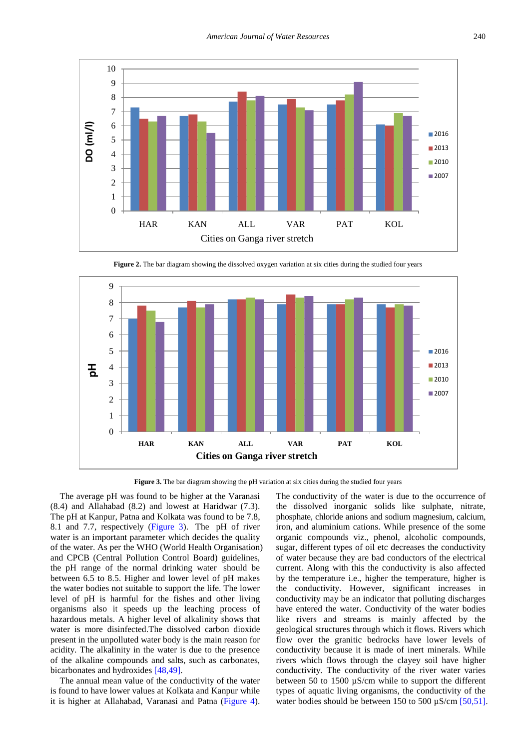**Figure 2.** The bar diagram showing the dissolved oxygen variation at six cities during the studied four years

**Figure 3.** The bar diagram showing the pH variation at six cities during the studied four years

The average pH was found to be higher at the Varanasi (8.4) and Allahabad (8.2) and lowest at Haridwar (7.3). The pH at Kanpur, Patna and Kolkata was found to be 7.8, 8.1 and 7.7, respectively (Figure 3). The pH of river water is an important parameter which decides the quality of the water. As per the WHO (World Health Organisation) and CPCB (Central Pollution Control Board) guidelines, the pH range of the normal drinking water should be between 6.5 to 8.5. Higher and lower level of pH makes the water bodies not suitable to support the life. The lower level of pH is harmful for the fishes and other living organisms also it speeds up the leaching process of hazardous metals. A higher level of alkalinity shows that water is more disinfected.The dissolved carbon dioxide present in the unpolluted water body is the main reason for acidity. The alkalinity in the water is due to the presence of the alkaline compounds and salts, such as carbonates, bicarbonates and hydroxides [48,49].

The annual mean value of the conductivity of the water is found to have lower values at Kolkata and Kanpur while it is higher at Allahabad, Varanasi and Patna (Figure 4). The conductivity of the water is due to the occurrence of the dissolved inorganic solids like sulphate, nitrate, phosphate, chloride anions and sodium magnesium, calcium, iron, and aluminium cations. While presence of the some organic compounds viz., phenol, alcoholic compounds, sugar, different types of oil etc decreases the conductivity of water because they are bad conductors of the electrical current. Along with this the conductivity is also affected by the temperature i.e., higher the temperature, higher is the conductivity. However, significant increases in conductivity may be an indicator that polluting discharges have entered the water. Conductivity of the water bodies like rivers and streams is mainly affected by the geological structures through which it flows. Rivers which flow over the granitic bedrocks have lower levels of conductivity because it is made of inert minerals. While rivers which flows through the clayey soil have higher conductivity. The conductivity of the river water varies between 50 to 1500 µS/cm while to support the different types of aquatic living organisms, the conductivity of the water bodies should be between 150 to 500 µS/cm [50,51].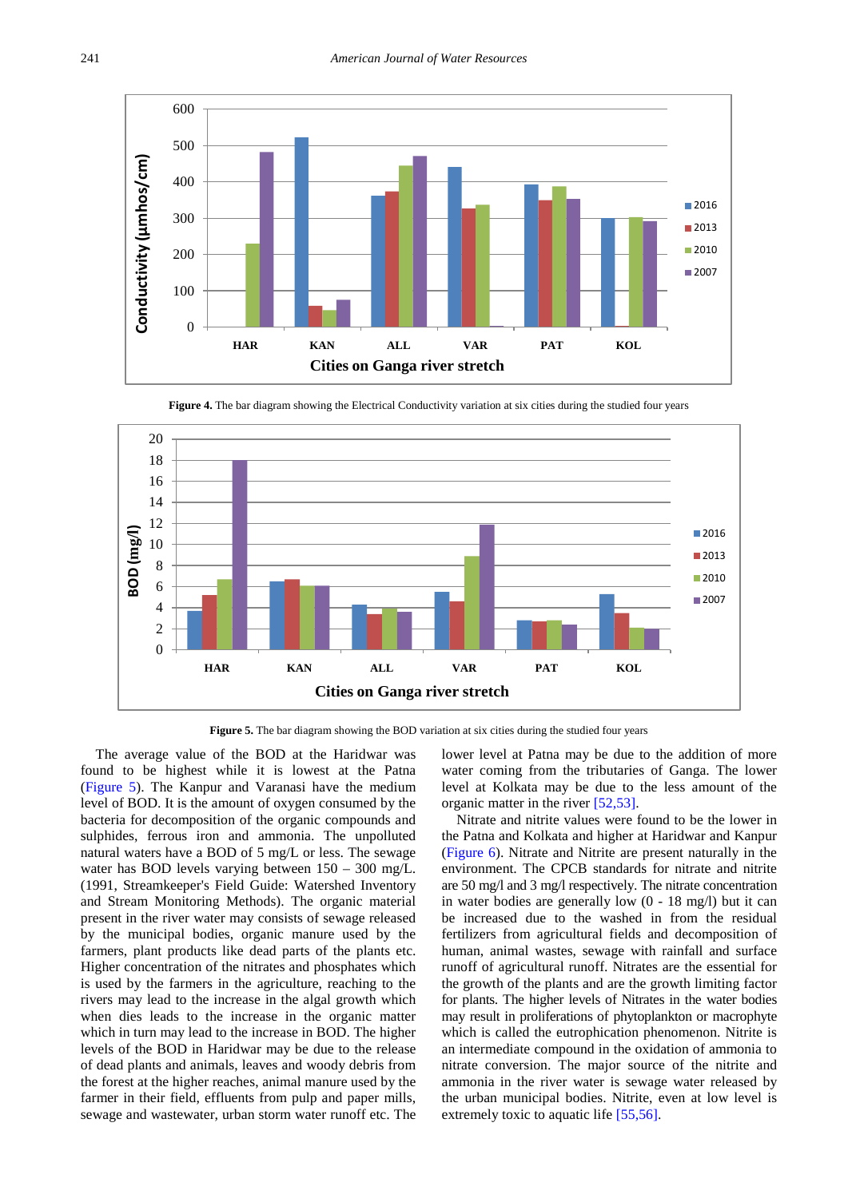**Figure 4.** The bar diagram showing the Electrical Conductivity variation at six cities during the studied four years

**Figure 5.** The bar diagram showing the BOD variation at six cities during the studied four years

The average value of the BOD at the Haridwar was found to be highest while it is lowest at the Patna (Figure 5). The Kanpur and Varanasi have the medium level of BOD. It is the amount of oxygen consumed by the bacteria for decomposition of the organic compounds and sulphides, ferrous iron and ammonia. The unpolluted natural waters have a BOD of 5 mg/L or less. The sewage water has BOD levels varying between 150 – 300 mg/L. (1991, Streamkeeper's Field Guide: Watershed Inventory and Stream Monitoring Methods). The organic material present in the river water may consists of sewage released by the municipal bodies, organic manure used by the farmers, plant products like dead parts of the plants etc. Higher concentration of the nitrates and phosphates which is used by the farmers in the agriculture, reaching to the rivers may lead to the increase in the algal growth which when dies leads to the increase in the organic matter which in turn may lead to the increase in BOD. The higher levels of the BOD in Haridwar may be due to the release of dead plants and animals, leaves and woody debris from the forest at the higher reaches, animal manure used by the farmer in their field, effluents from pulp and paper mills, sewage and wastewater, urban storm water runoff etc. The lower level at Patna may be due to the addition of more water coming from the tributaries of Ganga. The lower level at Kolkata may be due to the less amount of the organic matter in the river [52,53].

Nitrate and nitrite values were found to be the lower in the Patna and Kolkata and higher at Haridwar and Kanpur (Figure 6). Nitrate and Nitrite are present naturally in the environment. The CPCB standards for nitrate and nitrite are 50 mg/l and 3 mg/l respectively. The nitrate concentration in water bodies are generally low (0 - 18 mg/l) but it can be increased due to the washed in from the residual fertilizers from agricultural fields and decomposition of human, animal wastes, sewage with rainfall and surface runoff of agricultural runoff. Nitrates are the essential for the growth of the plants and are the growth limiting factor for plants. The higher levels of Nitrates in the water bodies may result in proliferations of phytoplankton or macrophyte which is called the eutrophication phenomenon. Nitrite is an intermediate compound in the oxidation of ammonia to nitrate conversion. The major source of the nitrite and ammonia in the river water is sewage water released by the urban municipal bodies. Nitrite, even at low level is extremely toxic to aquatic life [55,56].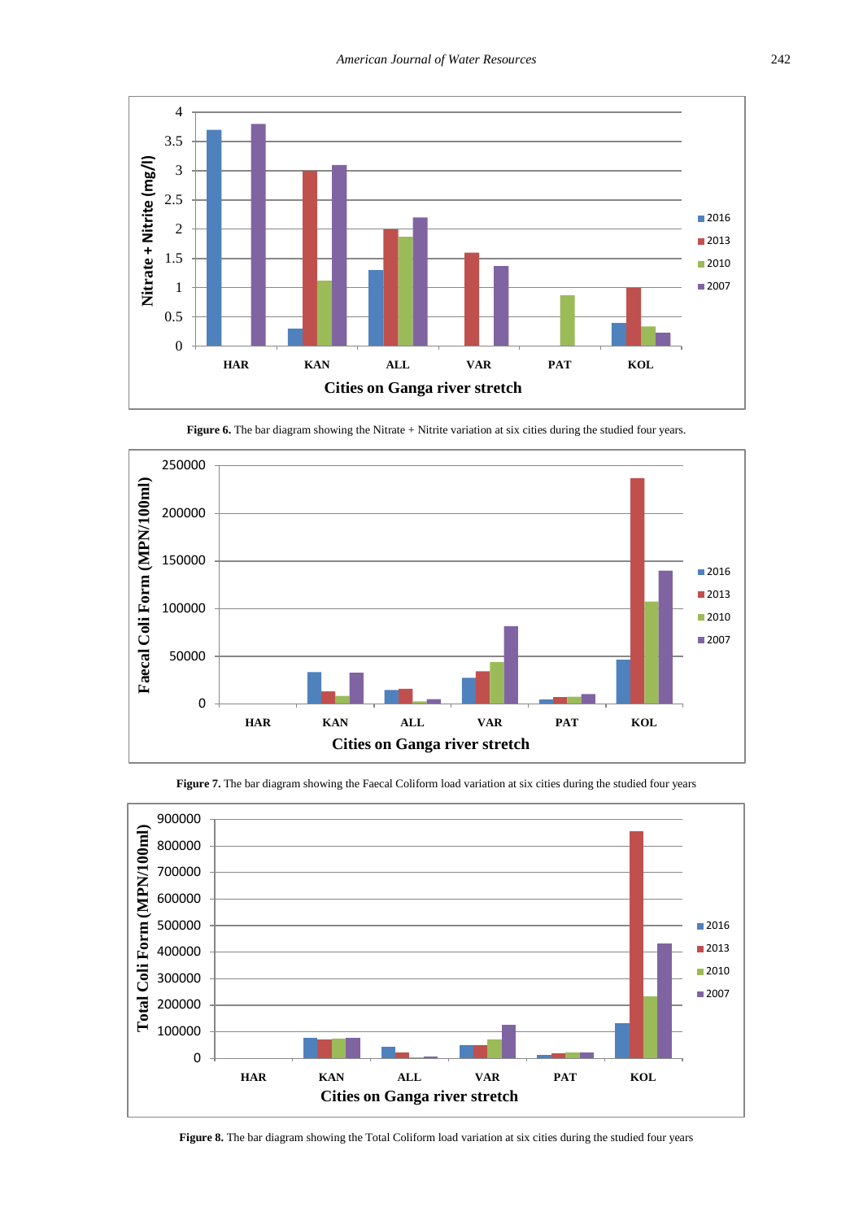Figure 6. The bar diagram showing the Nitrate + Nitrite variation at six cities during the studied four years.

Figure 7. The bar diagram showing the Faecal Coliform load variation at six cities during the studied four years

Figure 8. The bar diagram showing the Total Coliform load variation at six cities during the studied four years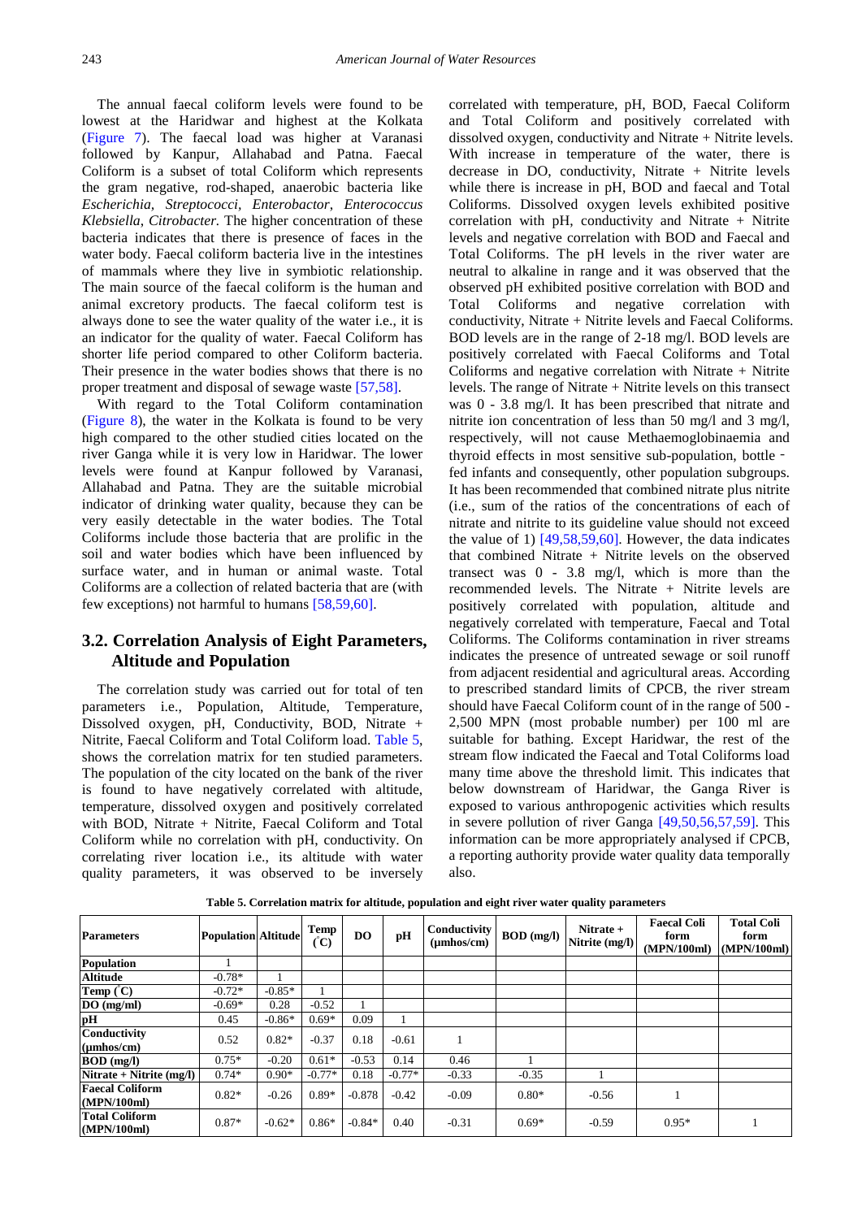The annual faecal coliform levels were found to be lowest at the Haridwar and highest at the Kolkata (Figure 7). The faecal load was higher at Varanasi followed by Kanpur, Allahabad and Patna. Faecal Coliform is a subset of total Coliform which represents the gram negative, rod-shaped, bacteria like *Escherichia, Streptococci, Enterobactor, Enterococcus Klebsiella, Citrobacter.* The higher concentration of these bacteria indicates that there is presence of faces in the water body. Faecal coliform bacteria live in the intestines of mammals where they live in symbiotic relationship. The main source of the faecal coliform is the human and animal excretory products. The faecal coliform test is always done to see the water quality of the water i.e., it is an indicator for the quality of water. Faecal Coliform has shorter life period compared to other Coliform bacteria. Their presence in the water bodies shows that there is no proper treatment and disposal of sewage waste [57,58].

With regard to the Total Coliform contamination (Figure 8), the water in the Kolkata is found to be very high compared to the other studied cities located on the river Ganga while it is very low in Haridwar. The lower levels were found at Kanpur followed by Varanasi, Allahabad and Patna. They are the suitable microbial indicator of drinking water quality, because they can be very easily detectable in the water bodies. The Total Coliforms include those bacteria that are prolific in the soil and water bodies which have been influenced by surface water, and in human or animal waste. Total Coliforms are a collection of related bacteria that are (with few exceptions) not harmful to humans [58,59,60].

## 3.2. Correlation Analysis of Eight Parameters, Altitude and Population

The correlation study was carried out for total of ten parameters i.e., Population, Altitude, Temperature, Dissolved oxygen, pH, Conductivity, BOD, Nitrate + Nitrite, Faecal Coliform and Total Coliform load. Table 5, shows the correlation matrix for ten studied parameters. The population of the city located on the bank of the river is found to have negatively correlated with altitude, temperature, dissolved oxygen and positively correlated with BOD, Nitrate + Nitrite, Faecal Coliform and Total Coliform while no correlation with pH, conductivity. On correlating river location i.e., its altitude with water quality parameters, it was observed to be inversely correlated with temperature, pH, BOD, Faecal Coliform and Total Coliform and positively correlated with dissolved oxygen, conductivity and Nitrate + Nitrite levels. With increase in temperature of the water, there is decrease in DO, conductivity, Nitrate + Nitrite levels while there is increase in pH, BOD and faecal and Total Coliforms. Dissolved oxygen levels exhibited positive correlation with pH, conductivity and Nitrate + Nitrite levels and negative correlation with BOD and Faecal and Total Coliforms. The pH levels in the river water are neutral to alkaline in range and it was observed that the observed pH exhibited positive correlation with BOD and Total Coliforms and negative correlation with conductivity, Nitrate + Nitrite levels and Faecal Coliforms. BOD levels are in the range of 2-18 mg/l. BOD levels are positively correlated with Faecal Coliforms and Total Coliforms and negative correlation with Nitrate + Nitrite levels. The range of Nitrate + Nitrite levels on this transect was 0 - 3.8 mg/l. It has been prescribed that nitrate and nitrite ion concentration of less than 50 mg/l and 3 mg/l, respectively, will not cause Methaemoglobinaemia and thyroid effects in most sensitive sub-population, bottle - fed infants and consequently, other population subgroups. It has been recommended that combined nitrate plus nitrite (i.e., sum of the ratios of the concentrations of each of nitrate and nitrite to its guideline value should not exceed the value of 1) [49,58,59,60]. However, the data indicates that combined Nitrate + Nitrite levels on the observed transect was 0 - 3.8 mg/l, which is more than the recommended levels. The Nitrate + Nitrite levels are positively correlated with population, altitude and negatively correlated with temperature, Faecal and Total Coliforms. The Coliforms contamination in river streams indicates the presence of untreated sewage or soil runoff from adjacent residential and agricultural areas. According to prescribed standard limits of CPCB, the river stream should have Faecal Coliform count of in the range of 500 - 2,500 MPN (most probable number) per 100 ml are suitable for bathing. Except Haridwar, the rest of the stream flow indicated the Faecal and Total Coliforms load many time above the threshold limit. This indicates that below downstream of Haridwar, the Ganga River is exposed to various anthropogenic activities which results in severe pollution of river Ganga [49,50,56,57,59]. This information can be more appropriately analysed if CPCB, a reporting authority provide water quality data temporally also.

**Table 5. Correlation matrix for altitude, population and eight river water quality parameters**

| Parameters | Population | Altitude | Temp (°C) | DO | pH | Conductivity (µmhos/cm) | BOD (mg/l) | Nitrate + Nitrite (mg/l) | Faecal Coli form (MPN/100ml) | Total Coli form (MPN/100ml) |
|---|---|---|---|---|---|---|---|---|---|---|
| **Population** | 1 | | | | | | | | | |
| **Altitude** | -0.78* | 1 | | | | | | | | |
| **Temp (°C)** | -0.72* | -0.85* | 1 | | | | | | | |
| **DO (mg/ml)** | -0.69* | 0.28 | -0.52 | 1 | | | | | | |
| **pH** | 0.45 | -0.86* | 0.69* | 0.09 | 1 | | | | | |
| **Conductivity (µmhos/cm)** | 0.52 | 0.82* | -0.37 | 0.18 | -0.61 | 1 | | | | |
| **BOD (mg/l)** | 0.75* | -0.20 | 0.61* | -0.53 | 0.14 | 0.46 | 1 | | | |
| **Nitrate + Nitrite (mg/l)** | 0.74* | 0.90* | -0.77* | 0.18 | -0.77* | -0.33 | -0.35 | 1 | | |
| **Faecal Coliform (MPN/100ml)** | 0.82* | -0.26 | 0.89* | -0.878 | -0.42 | -0.09 | 0.80* | -0.56 | 1 | |
| **Total Coliform (MPN/100ml)** | 0.87* | -0.62* | 0.86* | -0.84* | 0.40 | -0.31 | 0.69* | -0.59 | 0.95* | 1 |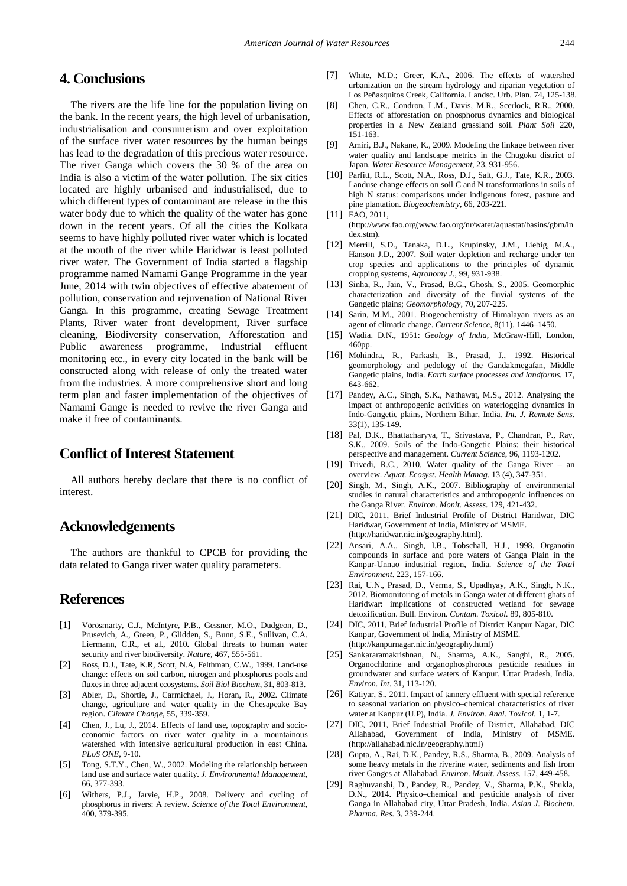## 4. Conclusions

The rivers are the life line for the population living on the bank. In the recent years, the high level of urbanisation, industrialisation and consumerism and over exploitation of the surface river water resources by the human beings has lead to the degradation of this precious water resource. The river Ganga which covers the 30 % of the area on India is also a victim of the water pollution. The six cities located are highly urbanised and industrialised, due to which different types of contaminant are release in the this water body due to which the quality of the water has gone down in the recent years. Of all the cities the Kolkata seems to have highly polluted river water which is located at the mouth of the river while Haridwar is least polluted river water. The Government of India started a flagship programme named Namami Gange Programme in the year June, 2014 with twin objectives of effective abatement of pollution, conservation and rejuvenation of National River Ganga. In this programme, creating Sewage Treatment Plants, River water front development, River surface cleaning, Biodiversity conservation, Afforestation and Public awareness programme, Industrial effluent monitoring etc., in every city located in the bank will be constructed along with release of only the treated water from the industries. A more comprehensive short and long term plan and faster implementation of the objectives of Namami Gange is needed to revive the river Ganga and make it free of contaminants.

## Conflict of Interest Statement

All authors hereby declare that there is no conflict of interest.

## Acknowledgements

The authors are thankful to CPCB for providing the data related to Ganga river water quality parameters.

## References

[1] Vörösmarty, C.J., McIntyre, P.B., Gessner, M.O., Dudgeon, D., Prusevich, A., Green, P., Glidden, S., Bunn, S.E., Sullivan, C.A. Liermann, C.R., et al., 2010**.** Global threats to human water security and river biodiversity. *Nature*, 467, 555-561.

[2] Ross, D.J., Tate, K.R, Scott, N.A, Felthman, C.W., 1999. Land-use change: effects on soil carbon, nitrogen and phosphorus pools and fluxes in three adjacent ecosystems. *Soil Biol Biochem*, 31, 803-813.

[3] Abler, D., Shortle, J., Carmichael, J., Horan, R., 2002. Climate change, agriculture and water quality in the Chesapeake Bay region. *Climate Change*, 55, 339-359.

[4] Chen, J., Lu, J., 2014. Effects of land use, topography and socio-economic factors on river water quality in a mountainous watershed with intensive agricultural production in east China. *PLoS ONE*, 9-10.

[5] Tong, S.T.Y., Chen, W., 2002. Modeling the relationship between land use and surface water quality. *J. Environmental Management*, 66, 377-393.

[6] Withers, P.J., Jarvie, H.P., 2008. Delivery and cycling of phosphorus in rivers: A review. *Science of the Total Environment*, 400, 379-395.

[7] White, M.D.; Greer, K.A., 2006. The effects of watershed urbanization on the stream hydrology and riparian vegetation of Los Peñasquitos Creek, California. Landsc. Urb. Plan. 74, 125-138.

[8] Chen, C.R., Condron, L.M., Davis, M.R., Scerlock, R.R., 2000. Effects of afforestation on phosphorus dynamics and biological properties in a New Zealand grassland soil. *Plant Soil* 220, 151-163.

[9] Amiri, B.J., Nakane, K., 2009. Modeling the linkage between river water quality and landscape metrics in the Chugoku district of Japan. *Water Resource Management*, 23, 931-956.

[10] Parfitt, R.L., Scott, N.A., Ross, D.J., Salt, G.J., Tate, K.R., 2003. Landuse change effects on soil C and N transformations in soils of high N status: comparisons under indigenous forest, pasture and pine plantation. *Biogeochemistry*, 66, 203-221.

[11] FAO, 2011, (http://www.fao.org(www.fao.org/nr/water/aquastat/basins/gbm/index.stm).

[12] Merrill, S.D., Tanaka, D.L., Krupinsky, J.M., Liebig, M.A., Hanson J.D., 2007. Soil water depletion and recharge under ten crop species and applications to the principles of dynamic cropping systems, *Agronomy J.*, 99, 931-938.

[13] Sinha, R., Jain, V., Prasad, B.G., Ghosh, S., 2005. Geomorphic characterization and diversity of the fluvial systems of the Gangetic plains; *Geomorphology*, 70, 207-225.

[14] Sarin, M.M., 2001. Biogeochemistry of Himalayan rivers as an agent of climatic change. *Current Science*, 8(11), 1446–1450.

[15] Wadia. D.N., 1951: *Geology of India*, McGraw-Hill, London, 460pp.

[16] Mohindra, R., Parkash, B., Prasad, J., 1992. Historical geomorphology and pedology of the Gandakmegafan, Middle Gangetic plains, India. *Earth surface processes and landforms.* 17, 643-662.

[17] Pandey, A.C., Singh, S.K., Nathawat, M.S., 2012. Analysing the impact of anthropogenic activities on waterlogging dynamics in Indo-Gangetic plains, Northern Bihar, India. *Int. J. Remote Sens.* 33(1), 135-149.

[18] Pal, D.K., Bhattacharyya, T., Srivastava, P., Chandran, P., Ray, S.K., 2009. Soils of the Indo-Gangetic Plains: their historical perspective and management. *Current Science*, 96, 1193-1202.

[19] Trivedi, R.C., 2010. Water quality of the Ganga River – an overview. *Aquat. Ecosyst. Health Manag.* 13 (4), 347-351.

[20] Singh, M., Singh, A.K., 2007. Bibliography of environmental studies in natural characteristics and anthropogenic influences on the Ganga River. *Environ. Monit. Assess*. 129, 421-432.

[21] DIC, 2011, Brief Industrial Profile of District Haridwar, DIC Haridwar, Government of India, Ministry of MSME. (http://haridwar.nic.in/geography.html).

[22] Ansari, A.A., Singh, I.B., Tobschall, H.J., 1998. Organotin compounds in surface and pore waters of Ganga Plain in the Kanpur-Unnao industrial region, India. *Science of the Total Environment*. 223, 157-166.

[23] Rai, U.N., Prasad, D., Verma, S., Upadhyay, A.K., Singh, N.K., 2012. Biomonitoring of metals in Ganga water at different ghats of Haridwar: implications of constructed wetland for sewage detoxification. Bull. Environ. *Contam. Toxicol.* 89, 805-810.

[24] DIC, 2011, Brief Industrial Profile of District Kanpur Nagar, DIC Kanpur, Government of India, Ministry of MSME. (http://kanpurnagar.nic.in/geography.html)

[25] Sankararamakrishnan, N., Sharma, A.K., Sanghi, R., 2005. Organochlorine and organophosphorous pesticide residues in groundwater and surface waters of Kanpur, Uttar Pradesh, India. *Environ. Int*. 31, 113-120.

[26] Katiyar, S., 2011. Impact of tannery effluent with special reference to seasonal variation on physico–chemical characteristics of river water at Kanpur (U.P), India. *J. Environ. Anal. Toxicol.* 1, 1-7.

[27] DIC, 2011, Brief Industrial Profile of District, Allahabad, DIC Allahabad, Government of India, Ministry of MSME. (http://allahabad.nic.in/geography.html)

[28] Gupta, A., Rai, D.K., Pandey, R.S., Sharma, B., 2009. Analysis of some heavy metals in the riverine water, sediments and fish from river Ganges at Allahabad. *Environ. Monit. Assess.* 157, 449-458.

[29] Raghuvanshi, D., Pandey, R., Pandey, V., Sharma, P.K., Shukla, D.N., 2014. Physico–chemical and pesticide analysis of river Ganga in Allahabad city, Uttar Pradesh, India. *Asian J. Biochem. Pharma. Res.* 3, 239-244.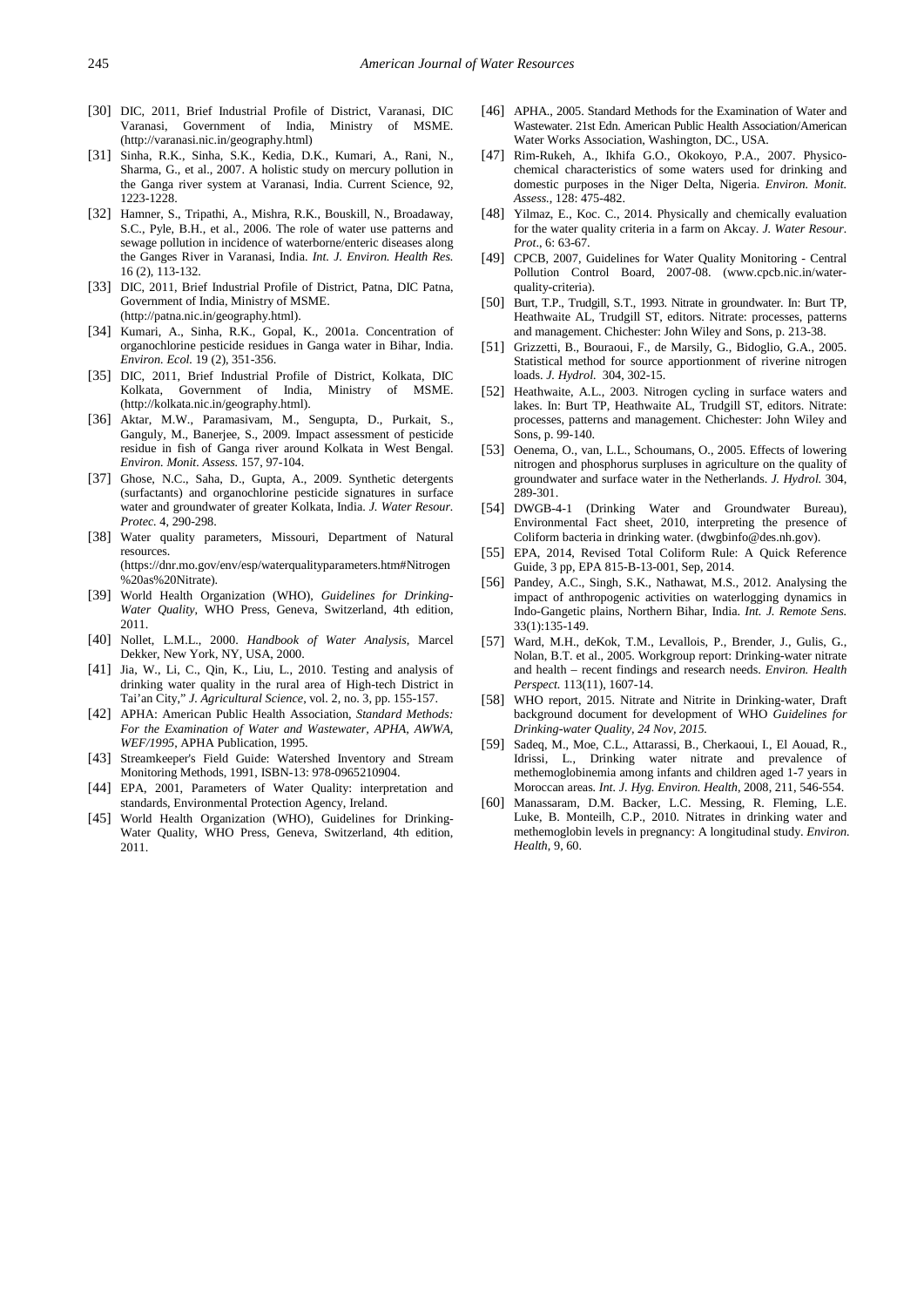[30] DIC, 2011, Brief Industrial Profile of District, Varanasi, DIC Varanasi, Government of India, Ministry of MSME. (http://varanasi.nic.in/geography.html)

[31] Sinha, R.K., Sinha, S.K., Kedia, D.K., Kumari, A., Rani, N., Sharma, G., et al., 2007. A holistic study on mercury pollution in the Ganga river system at Varanasi, India. Current Science, 92, 1223-1228.

[32] Hamner, S., Tripathi, A., Mishra, R.K., Bouskill, N., Broadaway, S.C., Pyle, B.H., et al., 2006. The role of water use patterns and sewage pollution in incidence of waterborne/enteric diseases along the Ganges River in Varanasi, India. *Int. J. Environ. Health Res.* 16 (2), 113-132.

[33] DIC, 2011, Brief Industrial Profile of District, Patna, DIC Patna, Government of India, Ministry of MSME. (http://patna.nic.in/geography.html).

[34] Kumari, A., Sinha, R.K., Gopal, K., 2001a. Concentration of organochlorine pesticide residues in Ganga water in Bihar, India. *Environ. Ecol.* 19 (2), 351-356.

[35] DIC, 2011, Brief Industrial Profile of District, Kolkata, DIC Kolkata, Government of India, Ministry of MSME. (http://kolkata.nic.in/geography.html).

[36] Aktar, M.W., Paramasivam, M., Sengupta, D., Purkait, S., Ganguly, M., Banerjee, S., 2009. Impact assessment of pesticide residue in fish of Ganga river around Kolkata in West Bengal. *Environ. Monit. Assess.* 157, 97-104.

[37] Ghose, N.C., Saha, D., Gupta, A., 2009. Synthetic detergents (surfactants) and organochlorine pesticide signatures in surface water and groundwater of greater Kolkata, India. *J. Water Resour. Protec.* 4, 290-298.

[38] Water quality parameters, Missouri, Department of Natural resources. (https://dnr.mo.gov/env/esp/waterqualityparameters.htm#Nitrogen%20as%20Nitrate).

[39] World Health Organization (WHO), *Guidelines for Drinking-Water Quality*, WHO Press, Geneva, Switzerland, 4th edition, 2011.

[40] Nollet, L.M.L., 2000. *Handbook of Water Analysis*, Marcel Dekker, New York, NY, USA, 2000.

[41] Jia, W., Li, C., Qin, K., Liu, L., 2010. Testing and analysis of drinking water quality in the rural area of High-tech District in Tai'an City," *J. Agricultural Science*, vol. 2, no. 3, pp. 155-157.

[42] APHA: American Public Health Association, *Standard Methods: For the Examination of Water and Wastewater, APHA, AWWA, WEF/1995*, APHA Publication, 1995.

[43] Streamkeeper's Field Guide: Watershed Inventory and Stream Monitoring Methods, 1991, ISBN-13: 978-0965210904.

[44] EPA, 2001, Parameters of Water Quality: interpretation and standards, Environmental Protection Agency, Ireland.

[45] World Health Organization (WHO), Guidelines for Drinking-Water Quality, WHO Press, Geneva, Switzerland, 4th edition, 2011.

[46] APHA., 2005. Standard Methods for the Examination of Water and Wastewater. 21st Edn. American Public Health Association/American Water Works Association, Washington, DC., USA.

[47] Rim-Rukeh, A., Ikhifa G.O., Okokoyo, P.A., 2007. Physico-chemical characteristics of some waters used for drinking and domestic purposes in the Niger Delta, Nigeria. *Environ. Monit. Assess.*, 128: 475-482.

[48] Yilmaz, E., Koc. C., 2014. Physically and chemically evaluation for the water quality criteria in a farm on Akcay. *J. Water Resour. Prot*., 6: 63-67.

[49] CPCB, 2007, Guidelines for Water Quality Monitoring - Central Pollution Control Board, 2007-08. (www.cpcb.nic.in/water-quality-criteria).

[50] Burt, T.P., Trudgill, S.T., 1993. Nitrate in groundwater. In: Burt TP, Heathwaite AL, Trudgill ST, editors. Nitrate: processes, patterns and management. Chichester: John Wiley and Sons, p. 213-38.

[51] Grizzetti, B., Bouraoui, F., de Marsily, G., Bidoglio, G.A., 2005. Statistical method for source apportionment of riverine nitrogen loads. *J. Hydrol.* 304, 302-15.

[52] Heathwaite, A.L., 2003. Nitrogen cycling in surface waters and lakes. In: Burt TP, Heathwaite AL, Trudgill ST, editors. Nitrate: processes, patterns and management. Chichester: John Wiley and Sons, p. 99-140.

[53] Oenema, O., van, L.L., Schoumans, O., 2005. Effects of lowering nitrogen and phosphorus surpluses in agriculture on the quality of groundwater and surface water in the Netherlands. *J. Hydrol.* 304, 289-301.

[54] DWGB-4-1 (Drinking Water and Groundwater Bureau), Environmental Fact sheet, 2010, interpreting the presence of Coliform bacteria in drinking water. (dwgbinfo@des.nh.gov).

[55] EPA, 2014, Revised Total Coliform Rule: A Quick Reference Guide, 3 pp, EPA 815-B-13-001, Sep, 2014.

[56] Pandey, A.C., Singh, S.K., Nathawat, M.S., 2012. Analysing the impact of anthropogenic activities on waterlogging dynamics in Indo-Gangetic plains, Northern Bihar, India. *Int. J. Remote Sens.* 33(1):135-149.

[57] Ward, M.H., deKok, T.M., Levallois, P., Brender, J., Gulis, G., Nolan, B.T. et al., 2005. Workgroup report: Drinking-water nitrate and health – recent findings and research needs. *Environ. Health Perspect.* 113(11), 1607-14.

[58] WHO report, 2015. Nitrate and Nitrite in Drinking-water, Draft background document for development of WHO *Guidelines for Drinking-water Quality, 24 Nov, 2015.*

[59] Sadeq, M., Moe, C.L., Attarassi, B., Cherkaoui, I., El Aouad, R., Idrissi, L., Drinking water nitrate and prevalence of methemoglobinemia among infants and children aged 1-7 years in Moroccan areas. *Int. J. Hyg. Environ. Health*, 2008, 211, 546-554.

[60] Manassaram, D.M. Backer, L.C. Messing, R. Fleming, L.E. Luke, B. Monteilh, C.P., 2010. Nitrates in drinking water and methemoglobin levels in pregnancy: A longitudinal study. *Environ. Health*, 9, 60.